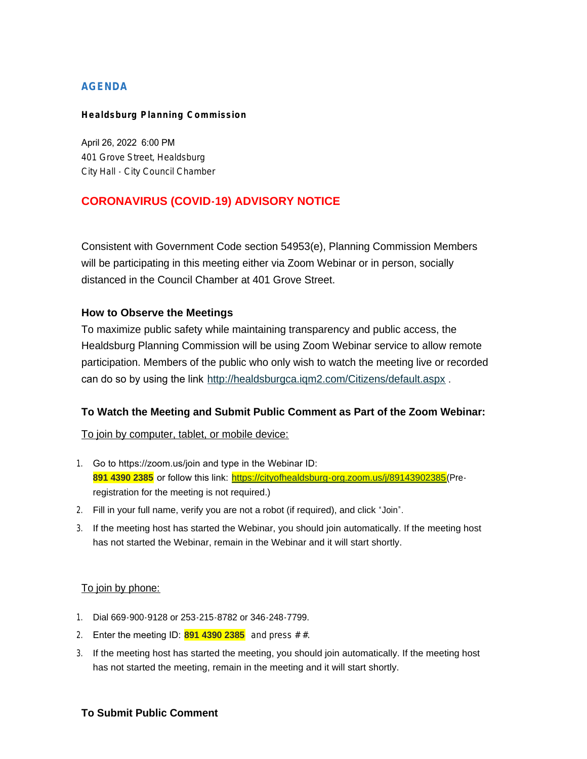# AGENDA

**Healdsburg Planning Commission**

April 26, 2022 6:00 PM
401 Grove Street, Healdsburg
City Hall - City Council Chamber

## CORONAVIRUS (COVID-19) ADVISORY NOTICE

Consistent with Government Code section 54953(e), Planning Commission Members will be participating in this meeting either via Zoom Webinar or in person, socially distanced in the Council Chamber at 401 Grove Street.

### How to Observe the Meetings

To maximize public safety while maintaining transparency and public access, the Healdsburg Planning Commission will be using Zoom Webinar service to allow remote participation. Members of the public who only wish to watch the meeting live or recorded can do so by using the link http://healdsburgca.iqm2.com/Citizens/default.aspx .

### To Watch the Meeting and Submit Public Comment as Part of the Zoom Webinar:

To join by computer, tablet, or mobile device:

1. Go to https://zoom.us/join and type in the Webinar ID: **891 4390 2385** or follow this link: https://cityofhealdsburg-org.zoom.us/j/89143902385(Pre-registration for the meeting is not required.)
2. Fill in your full name, verify you are not a robot (if required), and click "Join".
3. If the meeting host has started the Webinar, you should join automatically. If the meeting host has not started the Webinar, remain in the Webinar and it will start shortly.

To join by phone:

1. Dial 669-900-9128 or 253-215-8782 or 346-248-7799.
2. Enter the meeting ID: **891 4390 2385** and press ##.
3. If the meeting host has started the meeting, you should join automatically. If the meeting host has not started the meeting, remain in the meeting and it will start shortly.

### To Submit Public Comment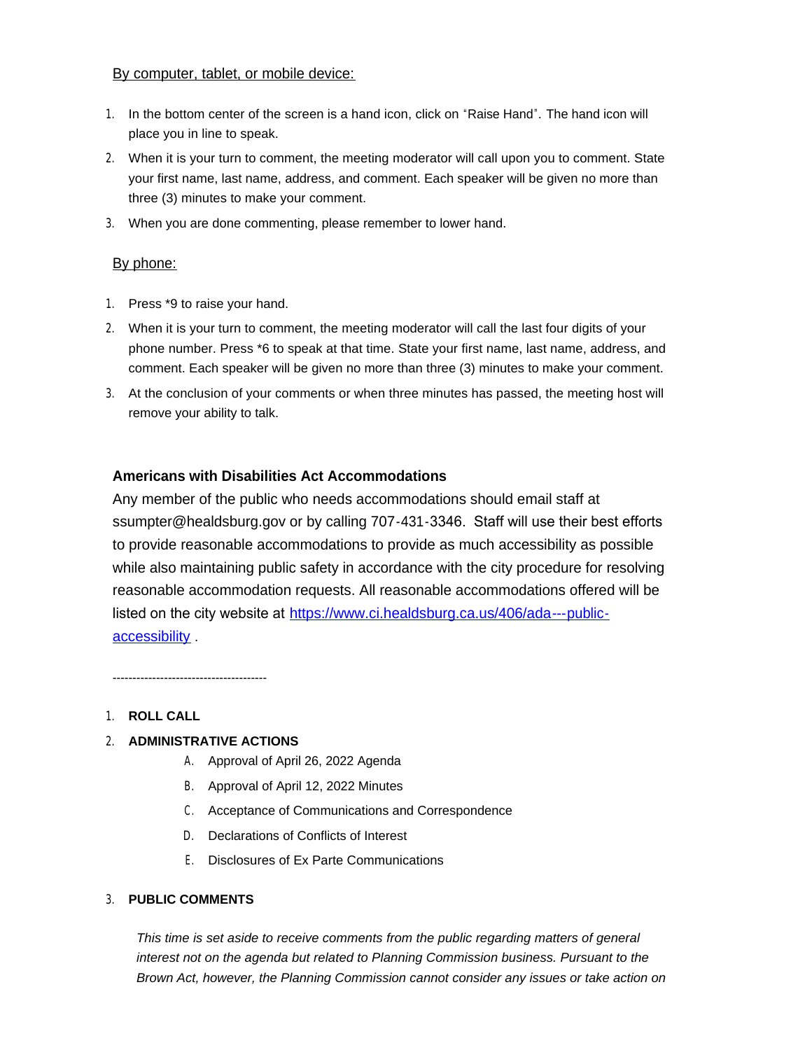By computer, tablet, or mobile device:

1. In the bottom center of the screen is a hand icon, click on "Raise Hand". The hand icon will place you in line to speak.
2. When it is your turn to comment, the meeting moderator will call upon you to comment. State your first name, last name, address, and comment. Each speaker will be given no more than three (3) minutes to make your comment.
3. When you are done commenting, please remember to lower hand.

By phone:

1. Press *9 to raise your hand.
2. When it is your turn to comment, the meeting moderator will call the last four digits of your phone number. Press *6 to speak at that time. State your first name, last name, address, and comment. Each speaker will be given no more than three (3) minutes to make your comment.
3. At the conclusion of your comments or when three minutes has passed, the meeting host will remove your ability to talk.

**Americans with Disabilities Act Accommodations**

Any member of the public who needs accommodations should email staff at ssumpter@healdsburg.gov or by calling 707-431-3346. Staff will use their best efforts to provide reasonable accommodations to provide as much accessibility as possible while also maintaining public safety in accordance with the city procedure for resolving reasonable accommodation requests. All reasonable accommodations offered will be listed on the city website at [https://www.ci.healdsburg.ca.us/406/ada---public-accessibility](https://www.ci.healdsburg.ca.us/406/ada---public-accessibility) .

---------------------------------------

1. **ROLL CALL**
2. **ADMINISTRATIVE ACTIONS**
   - A. Approval of April 26, 2022 Agenda
   - B. Approval of April 12, 2022 Minutes
   - C. Acceptance of Communications and Correspondence
   - D. Declarations of Conflicts of Interest
   - E. Disclosures of Ex Parte Communications
3. **PUBLIC COMMENTS**

   *This time is set aside to receive comments from the public regarding matters of general interest not on the agenda but related to Planning Commission business. Pursuant to the Brown Act, however, the Planning Commission cannot consider any issues or take action on*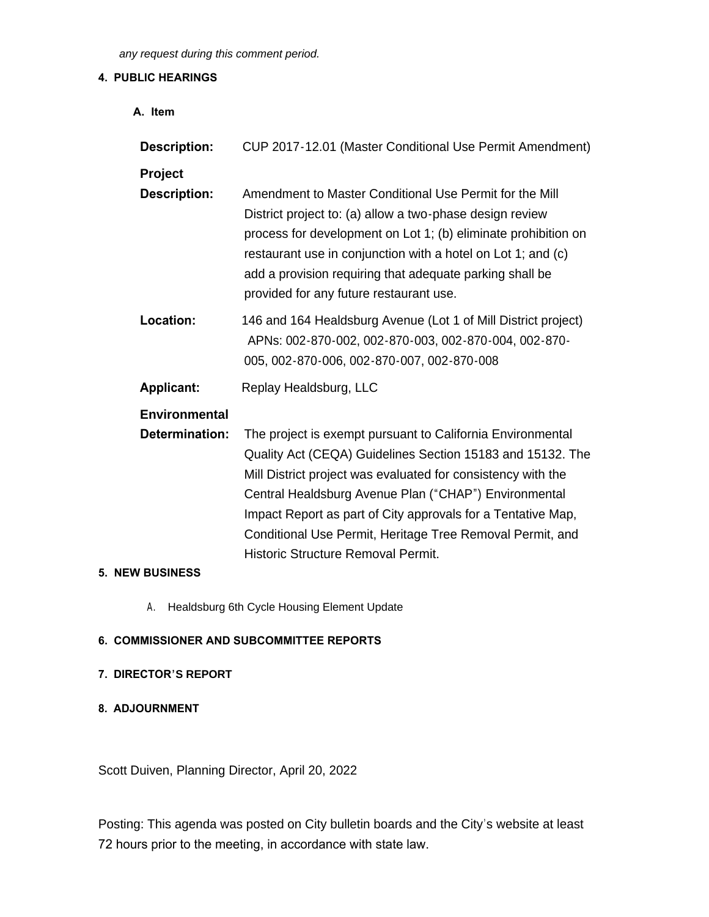*any request during this comment period.*

**4. PUBLIC HEARINGS**

**A. Item**

**Description:** CUP 2017-12.01 (Master Conditional Use Permit Amendment)

**Project Description:** Amendment to Master Conditional Use Permit for the Mill District project to: (a) allow a two-phase design review process for development on Lot 1; (b) eliminate prohibition on restaurant use in conjunction with a hotel on Lot 1; and (c) add a provision requiring that adequate parking shall be provided for any future restaurant use.

**Location:** 146 and 164 Healdsburg Avenue (Lot 1 of Mill District project) APNs: 002-870-002, 002-870-003, 002-870-004, 002-870-005, 002-870-006, 002-870-007, 002-870-008

**Applicant:** Replay Healdsburg, LLC

**Environmental Determination:** The project is exempt pursuant to California Environmental Quality Act (CEQA) Guidelines Section 15183 and 15132. The Mill District project was evaluated for consistency with the Central Healdsburg Avenue Plan ("CHAP") Environmental Impact Report as part of City approvals for a Tentative Map, Conditional Use Permit, Heritage Tree Removal Permit, and Historic Structure Removal Permit.

**5. NEW BUSINESS**

A. Healdsburg 6th Cycle Housing Element Update

**6. COMMISSIONER AND SUBCOMMITTEE REPORTS**

**7. DIRECTOR'S REPORT**

**8. ADJOURNMENT**

Scott Duiven, Planning Director, April 20, 2022

Posting: This agenda was posted on City bulletin boards and the City's website at least 72 hours prior to the meeting, in accordance with state law.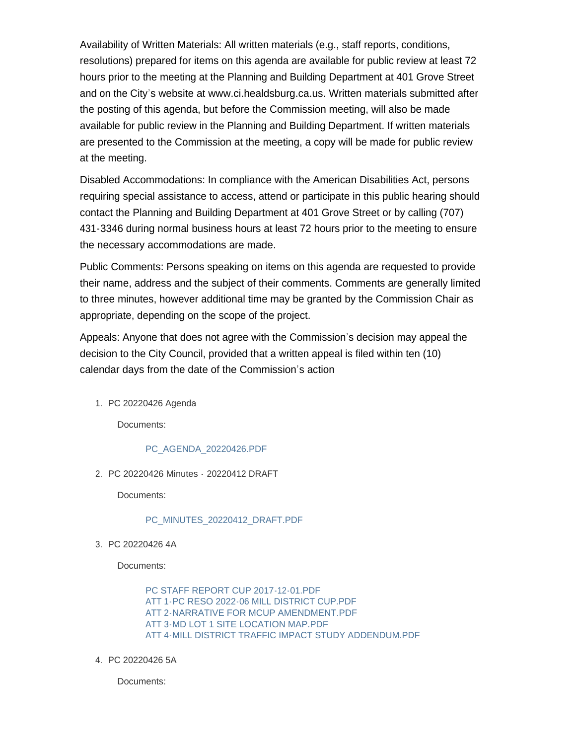Availability of Written Materials: All written materials (e.g., staff reports, conditions, resolutions) prepared for items on this agenda are available for public review at least 72 hours prior to the meeting at the Planning and Building Department at 401 Grove Street and on the City's website at www.ci.healdsburg.ca.us. Written materials submitted after the posting of this agenda, but before the Commission meeting, will also be made available for public review in the Planning and Building Department. If written materials are presented to the Commission at the meeting, a copy will be made for public review at the meeting.

Disabled Accommodations: In compliance with the American Disabilities Act, persons requiring special assistance to access, attend or participate in this public hearing should contact the Planning and Building Department at 401 Grove Street or by calling (707) 431-3346 during normal business hours at least 72 hours prior to the meeting to ensure the necessary accommodations are made.

Public Comments: Persons speaking on items on this agenda are requested to provide their name, address and the subject of their comments. Comments are generally limited to three minutes, however additional time may be granted by the Commission Chair as appropriate, depending on the scope of the project.

Appeals: Anyone that does not agree with the Commission's decision may appeal the decision to the City Council, provided that a written appeal is filed within ten (10) calendar days from the date of the Commission's action

1. PC 20220426 Agenda

   Documents:

   PC_AGENDA_20220426.PDF

2. PC 20220426 Minutes - 20220412 DRAFT

   Documents:

   PC_MINUTES_20220412_DRAFT.PDF

3. PC 20220426 4A

   Documents:

   PC STAFF REPORT CUP 2017-12-01.PDF
   ATT 1-PC RESO 2022-06 MILL DISTRICT CUP.PDF
   ATT 2-NARRATIVE FOR MCUP AMENDMENT.PDF
   ATT 3-MD LOT 1 SITE LOCATION MAP.PDF
   ATT 4-MILL DISTRICT TRAFFIC IMPACT STUDY ADDENDUM.PDF

4. PC 20220426 5A

   Documents: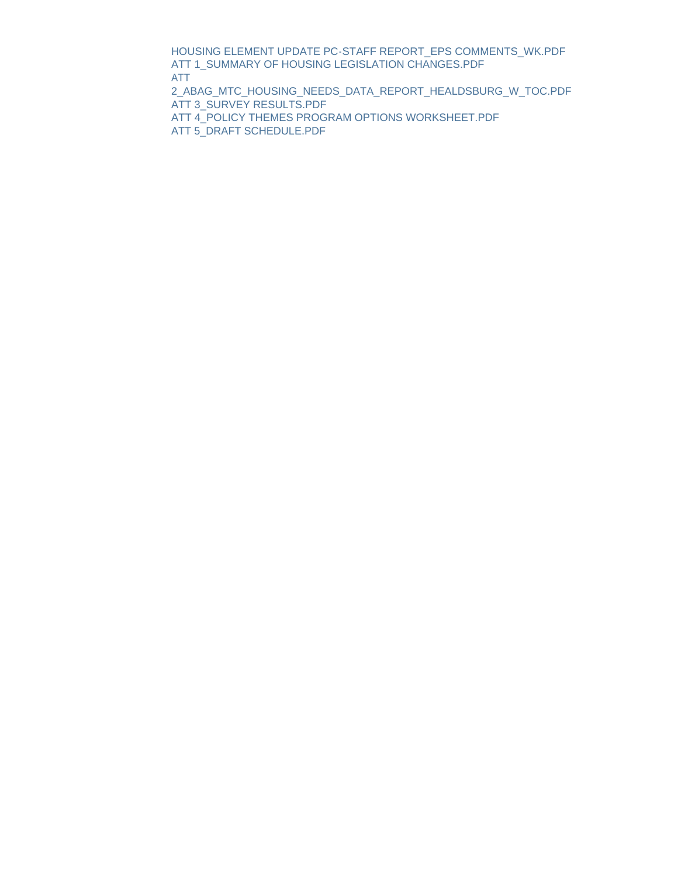HOUSING ELEMENT UPDATE PC-STAFF REPORT_EPS COMMENTS_WK.PDF
ATT 1_SUMMARY OF HOUSING LEGISLATION CHANGES.PDF
ATT 2_ABAG_MTC_HOUSING_NEEDS_DATA_REPORT_HEALDSBURG_W_TOC.PDF
ATT 3_SURVEY RESULTS.PDF
ATT 4_POLICY THEMES PROGRAM OPTIONS WORKSHEET.PDF
ATT 5_DRAFT SCHEDULE.PDF